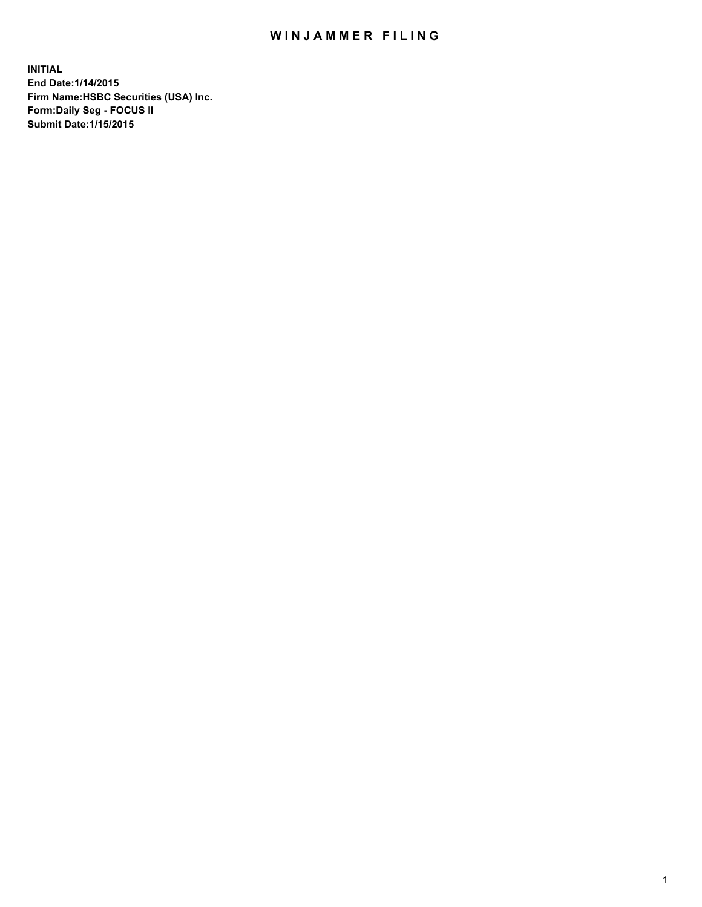# WINJAMMER FILING

**INITIAL**
**End Date:1/14/2015**
**Firm Name:HSBC Securities (USA) Inc.**
**Form:Daily Seg - FOCUS II**
**Submit Date:1/15/2015**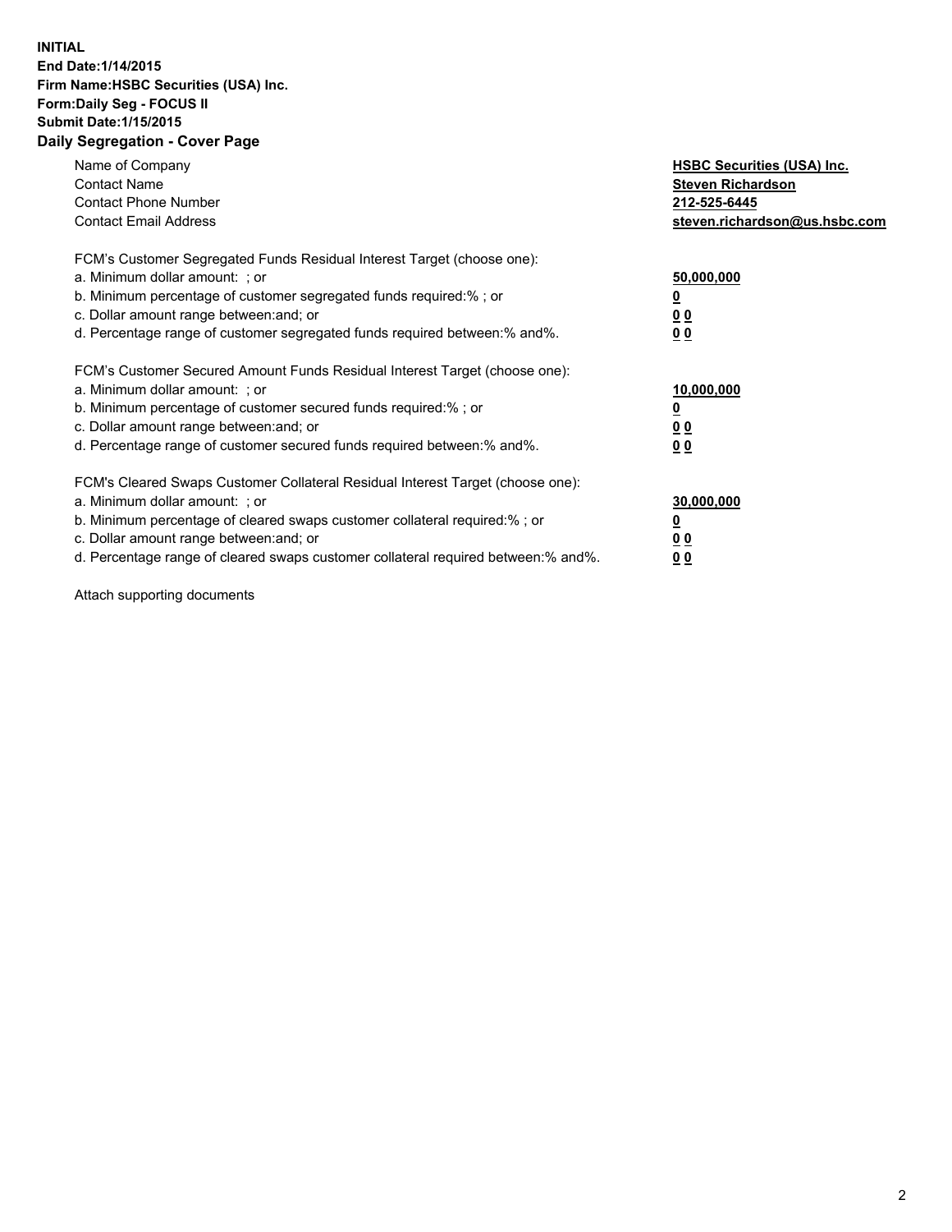**INITIAL**
**End Date:1/14/2015**
**Firm Name:HSBC Securities (USA) Inc.**
**Form:Daily Seg - FOCUS II**
**Submit Date:1/15/2015**

## Daily Segregation - Cover Page

| | |
|---|---|
| Name of Company | **HSBC Securities (USA) Inc.** |
| Contact Name | **Steven Richardson** |
| Contact Phone Number | **212-525-6445** |
| Contact Email Address | **steven.richardson@us.hsbc.com** |

| | |
|---|---|
| FCM's Customer Segregated Funds Residual Interest Target (choose one): | |
| a. Minimum dollar amount: ; or | **50,000,000** |
| b. Minimum percentage of customer segregated funds required:% ; or | **0** |
| c. Dollar amount range between:and; or | **0 0** |
| d. Percentage range of customer segregated funds required between:% and%. | **0 0** |

| | |
|---|---|
| FCM's Customer Secured Amount Funds Residual Interest Target (choose one): | |
| a. Minimum dollar amount: ; or | **10,000,000** |
| b. Minimum percentage of customer secured funds required:% ; or | **0** |
| c. Dollar amount range between:and; or | **0 0** |
| d. Percentage range of customer secured funds required between:% and%. | **0 0** |

| | |
|---|---|
| FCM's Cleared Swaps Customer Collateral Residual Interest Target (choose one): | |
| a. Minimum dollar amount: ; or | **30,000,000** |
| b. Minimum percentage of cleared swaps customer collateral required:% ; or | **0** |
| c. Dollar amount range between:and; or | **0 0** |
| d. Percentage range of cleared swaps customer collateral required between:% and%. | **0 0** |

Attach supporting documents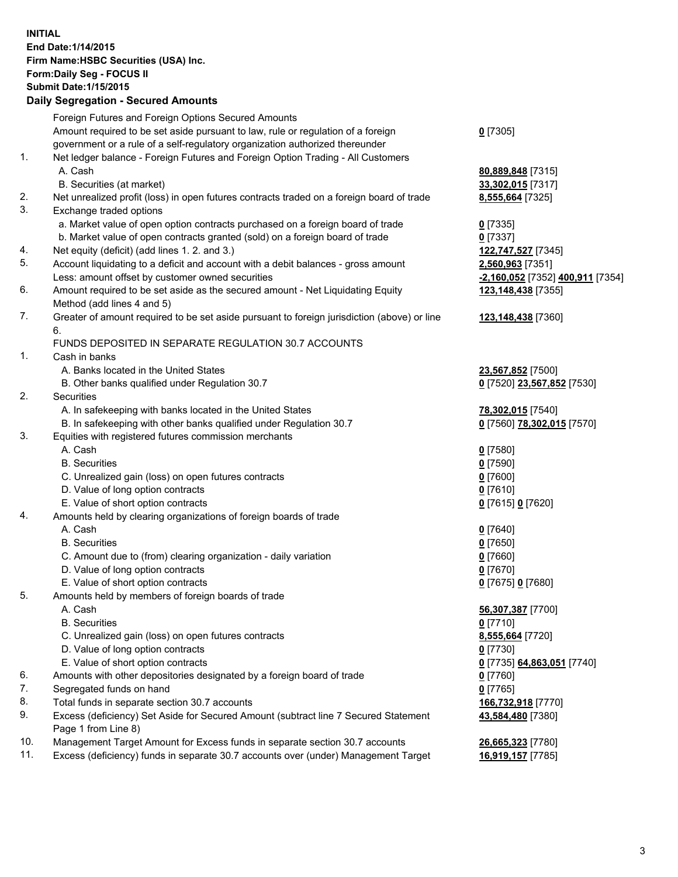**INITIAL**
**End Date:1/14/2015**
**Firm Name:HSBC Securities (USA) Inc.**
**Form:Daily Seg - FOCUS II**
**Submit Date:1/15/2015**

**Daily Segregation - Secured Amounts**

| | | |
|---|---|---|
| | Foreign Futures and Foreign Options Secured Amounts | |
| | Amount required to be set aside pursuant to law, rule or regulation of a foreign government or a rule of a self-regulatory organization authorized thereunder | **0** [7305] |
| 1. | Net ledger balance - Foreign Futures and Foreign Option Trading - All Customers | |
| | A. Cash | **80,889,848** [7315] |
| | B. Securities (at market) | **33,302,015** [7317] |
| 2. | Net unrealized profit (loss) in open futures contracts traded on a foreign board of trade | **8,555,664** [7325] |
| 3. | Exchange traded options | |
| | a. Market value of open option contracts purchased on a foreign board of trade | **0** [7335] |
| | b. Market value of open contracts granted (sold) on a foreign board of trade | **0** [7337] |
| 4. | Net equity (deficit) (add lines 1. 2. and 3.) | **122,747,527** [7345] |
| 5. | Account liquidating to a deficit and account with a debit balances - gross amount | **2,560,963** [7351] |
| | Less: amount offset by customer owned securities | **-2,160,052** [7352] **400,911** [7354] |
| 6. | Amount required to be set aside as the secured amount - Net Liquidating Equity Method (add lines 4 and 5) | **123,148,438** [7355] |
| 7. | Greater of amount required to be set aside pursuant to foreign jurisdiction (above) or line 6. | **123,148,438** [7360] |
| | FUNDS DEPOSITED IN SEPARATE REGULATION 30.7 ACCOUNTS | |
| 1. | Cash in banks | |
| | A. Banks located in the United States | **23,567,852** [7500] |
| | B. Other banks qualified under Regulation 30.7 | **0** [7520] **23,567,852** [7530] |
| 2. | Securities | |
| | A. In safekeeping with banks located in the United States | **78,302,015** [7540] |
| | B. In safekeeping with other banks qualified under Regulation 30.7 | **0** [7560] **78,302,015** [7570] |
| 3. | Equities with registered futures commission merchants | |
| | A. Cash | **0** [7580] |
| | B. Securities | **0** [7590] |
| | C. Unrealized gain (loss) on open futures contracts | **0** [7600] |
| | D. Value of long option contracts | **0** [7610] |
| | E. Value of short option contracts | **0** [7615] **0** [7620] |
| 4. | Amounts held by clearing organizations of foreign boards of trade | |
| | A. Cash | **0** [7640] |
| | B. Securities | **0** [7650] |
| | C. Amount due to (from) clearing organization - daily variation | **0** [7660] |
| | D. Value of long option contracts | **0** [7670] |
| | E. Value of short option contracts | **0** [7675] **0** [7680] |
| 5. | Amounts held by members of foreign boards of trade | |
| | A. Cash | **56,307,387** [7700] |
| | B. Securities | **0** [7710] |
| | C. Unrealized gain (loss) on open futures contracts | **8,555,664** [7720] |
| | D. Value of long option contracts | **0** [7730] |
| | E. Value of short option contracts | **0** [7735] **64,863,051** [7740] |
| 6. | Amounts with other depositories designated by a foreign board of trade | **0** [7760] |
| 7. | Segregated funds on hand | **0** [7765] |
| 8. | Total funds in separate section 30.7 accounts | **166,732,918** [7770] |
| 9. | Excess (deficiency) Set Aside for Secured Amount (subtract line 7 Secured Statement Page 1 from Line 8) | **43,584,480** [7380] |
| 10. | Management Target Amount for Excess funds in separate section 30.7 accounts | **26,665,323** [7780] |
| 11. | Excess (deficiency) funds in separate 30.7 accounts over (under) Management Target | **16,919,157** [7785] |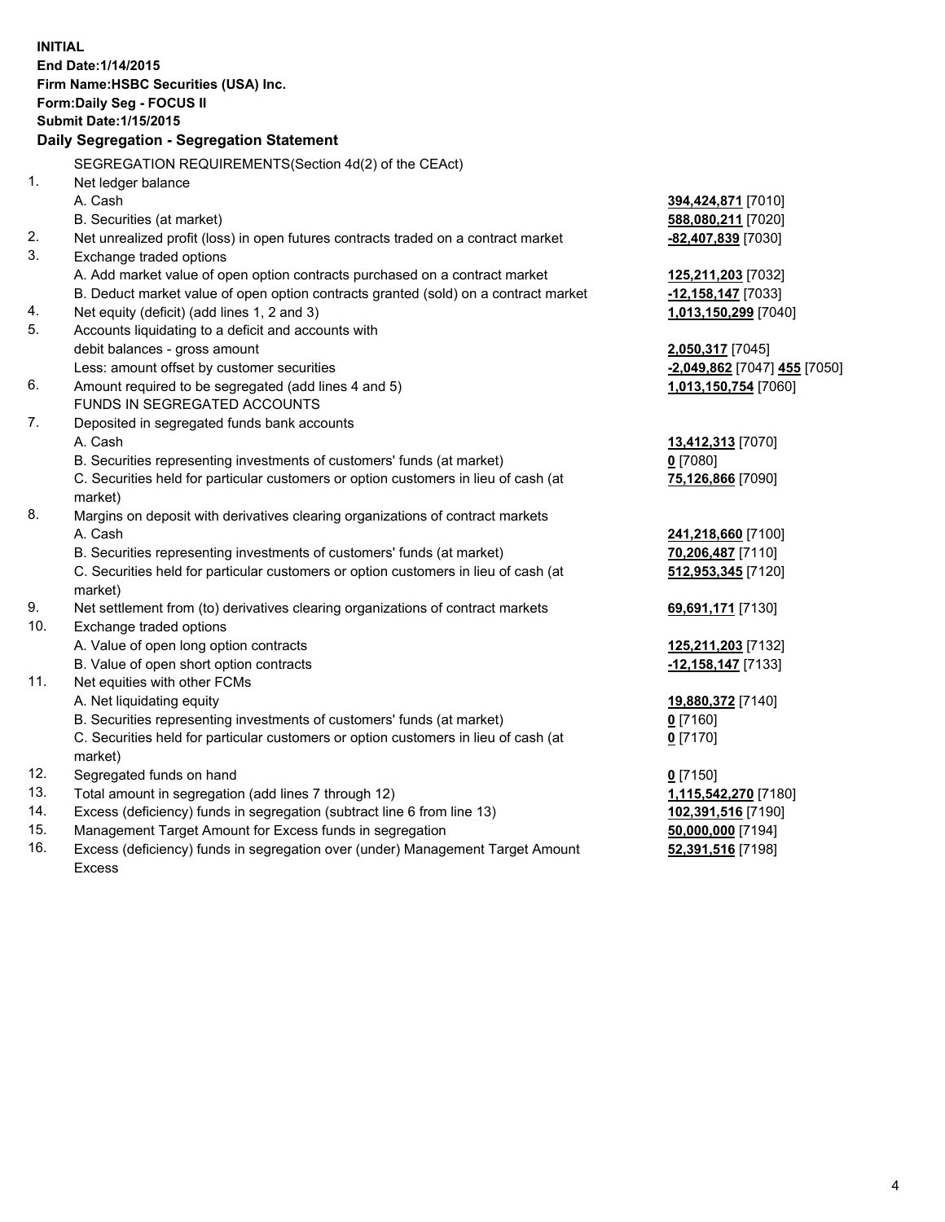**INITIAL**
**End Date:1/14/2015**
**Firm Name:HSBC Securities (USA) Inc.**
**Form:Daily Seg - FOCUS II**
**Submit Date:1/15/2015**

### Daily Segregation - Segregation Statement

SEGREGATION REQUIREMENTS(Section 4d(2) of the CEAct)

| | | |
|---|---|---|
| 1. | Net ledger balance | |
| | A. Cash | **394,424,871** [7010] |
| | B. Securities (at market) | **588,080,211** [7020] |
| 2. | Net unrealized profit (loss) in open futures contracts traded on a contract market | **-82,407,839** [7030] |
| 3. | Exchange traded options | |
| | A. Add market value of open option contracts purchased on a contract market | **125,211,203** [7032] |
| | B. Deduct market value of open option contracts granted (sold) on a contract market | **-12,158,147** [7033] |
| 4. | Net equity (deficit) (add lines 1, 2 and 3) | **1,013,150,299** [7040] |
| 5. | Accounts liquidating to a deficit and accounts with debit balances - gross amount | **2,050,317** [7045] |
| | Less: amount offset by customer securities | **-2,049,862** [7047] **455** [7050] |
| 6. | Amount required to be segregated (add lines 4 and 5) | **1,013,150,754** [7060] |
| | FUNDS IN SEGREGATED ACCOUNTS | |
| 7. | Deposited in segregated funds bank accounts | |
| | A. Cash | **13,412,313** [7070] |
| | B. Securities representing investments of customers' funds (at market) | **0** [7080] |
| | C. Securities held for particular customers or option customers in lieu of cash (at market) | **75,126,866** [7090] |
| 8. | Margins on deposit with derivatives clearing organizations of contract markets | |
| | A. Cash | **241,218,660** [7100] |
| | B. Securities representing investments of customers' funds (at market) | **70,206,487** [7110] |
| | C. Securities held for particular customers or option customers in lieu of cash (at market) | **512,953,345** [7120] |
| 9. | Net settlement from (to) derivatives clearing organizations of contract markets | **69,691,171** [7130] |
| 10. | Exchange traded options | |
| | A. Value of open long option contracts | **125,211,203** [7132] |
| | B. Value of open short option contracts | **-12,158,147** [7133] |
| 11. | Net equities with other FCMs | |
| | A. Net liquidating equity | **19,880,372** [7140] |
| | B. Securities representing investments of customers' funds (at market) | **0** [7160] |
| | C. Securities held for particular customers or option customers in lieu of cash (at market) | **0** [7170] |
| 12. | Segregated funds on hand | **0** [7150] |
| 13. | Total amount in segregation (add lines 7 through 12) | **1,115,542,270** [7180] |
| 14. | Excess (deficiency) funds in segregation (subtract line 6 from line 13) | **102,391,516** [7190] |
| 15. | Management Target Amount for Excess funds in segregation | **50,000,000** [7194] |
| 16. | Excess (deficiency) funds in segregation over (under) Management Target Amount Excess | **52,391,516** [7198] |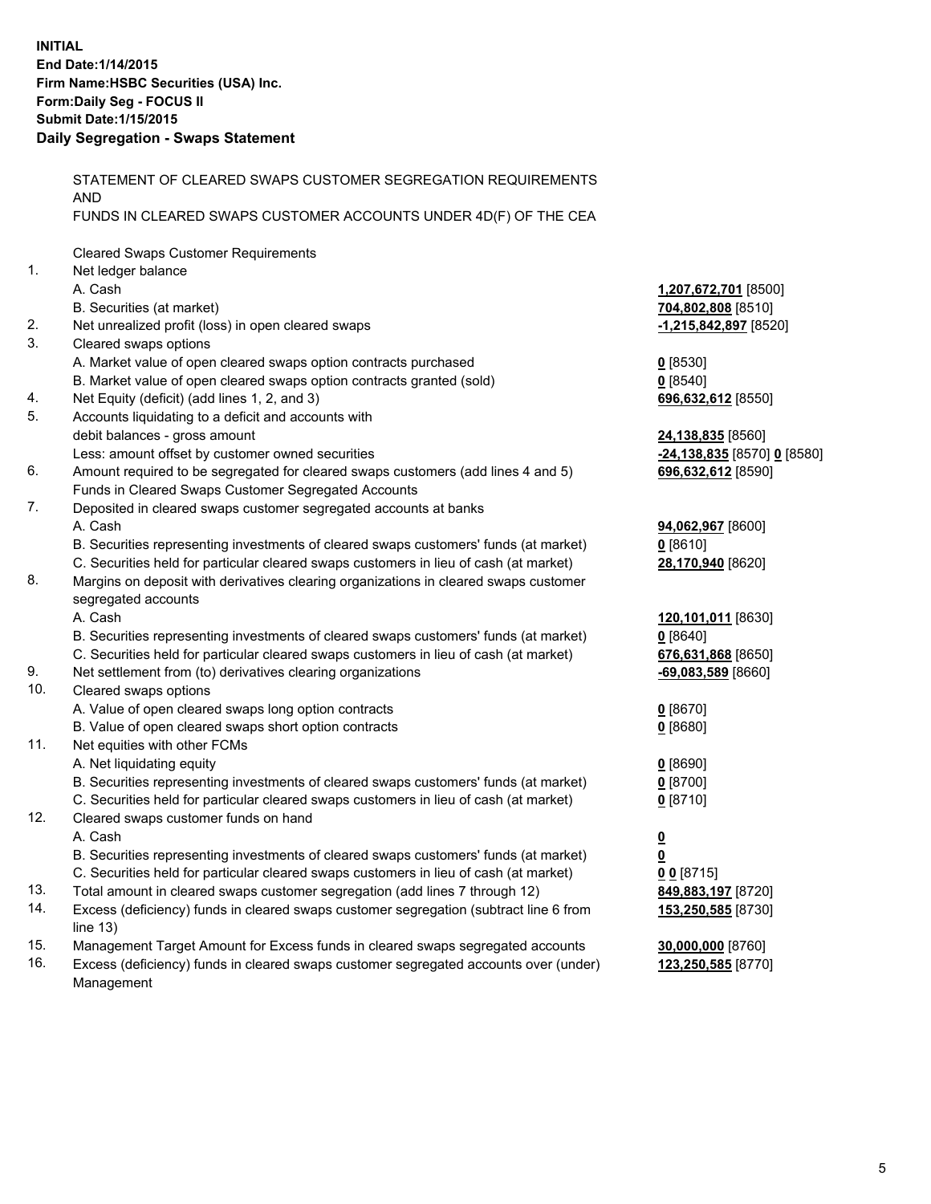**INITIAL**
**End Date:1/14/2015**
**Firm Name:HSBC Securities (USA) Inc.**
**Form:Daily Seg - FOCUS II**
**Submit Date:1/15/2015**
**Daily Segregation - Swaps Statement**

STATEMENT OF CLEARED SWAPS CUSTOMER SEGREGATION REQUIREMENTS AND FUNDS IN CLEARED SWAPS CUSTOMER ACCOUNTS UNDER 4D(F) OF THE CEA

| | | |
|---|---|---|
| | Cleared Swaps Customer Requirements | |
| 1. | Net ledger balance | |
| | A. Cash | **1,207,672,701** [8500] |
| | B. Securities (at market) | **704,802,808** [8510] |
| 2. | Net unrealized profit (loss) in open cleared swaps | **-1,215,842,897** [8520] |
| 3. | Cleared swaps options | |
| | A. Market value of open cleared swaps option contracts purchased | **0** [8530] |
| | B. Market value of open cleared swaps option contracts granted (sold) | **0** [8540] |
| 4. | Net Equity (deficit) (add lines 1, 2, and 3) | **696,632,612** [8550] |
| 5. | Accounts liquidating to a deficit and accounts with debit balances - gross amount | **24,138,835** [8560] |
| | Less: amount offset by customer owned securities | **-24,138,835** [8570] **0** [8580] |
| 6. | Amount required to be segregated for cleared swaps customers (add lines 4 and 5) | **696,632,612** [8590] |
| | Funds in Cleared Swaps Customer Segregated Accounts | |
| 7. | Deposited in cleared swaps customer segregated accounts at banks | |
| | A. Cash | **94,062,967** [8600] |
| | B. Securities representing investments of cleared swaps customers' funds (at market) | **0** [8610] |
| | C. Securities held for particular cleared swaps customers in lieu of cash (at market) | **28,170,940** [8620] |
| 8. | Margins on deposit with derivatives clearing organizations in cleared swaps customer segregated accounts | |
| | A. Cash | **120,101,011** [8630] |
| | B. Securities representing investments of cleared swaps customers' funds (at market) | **0** [8640] |
| | C. Securities held for particular cleared swaps customers in lieu of cash (at market) | **676,631,868** [8650] |
| 9. | Net settlement from (to) derivatives clearing organizations | **-69,083,589** [8660] |
| 10. | Cleared swaps options | |
| | A. Value of open cleared swaps long option contracts | **0** [8670] |
| | B. Value of open cleared swaps short option contracts | **0** [8680] |
| 11. | Net equities with other FCMs | |
| | A. Net liquidating equity | **0** [8690] |
| | B. Securities representing investments of cleared swaps customers' funds (at market) | **0** [8700] |
| | C. Securities held for particular cleared swaps customers in lieu of cash (at market) | **0** [8710] |
| 12. | Cleared swaps customer funds on hand | |
| | A. Cash | **0** |
| | B. Securities representing investments of cleared swaps customers' funds (at market) | **0** |
| | C. Securities held for particular cleared swaps customers in lieu of cash (at market) | **0** **0** [8715] |
| 13. | Total amount in cleared swaps customer segregation (add lines 7 through 12) | **849,883,197** [8720] |
| 14. | Excess (deficiency) funds in cleared swaps customer segregation (subtract line 6 from line 13) | **153,250,585** [8730] |
| 15. | Management Target Amount for Excess funds in cleared swaps segregated accounts | **30,000,000** [8760] |
| 16. | Excess (deficiency) funds in cleared swaps customer segregated accounts over (under) Management | **123,250,585** [8770] |